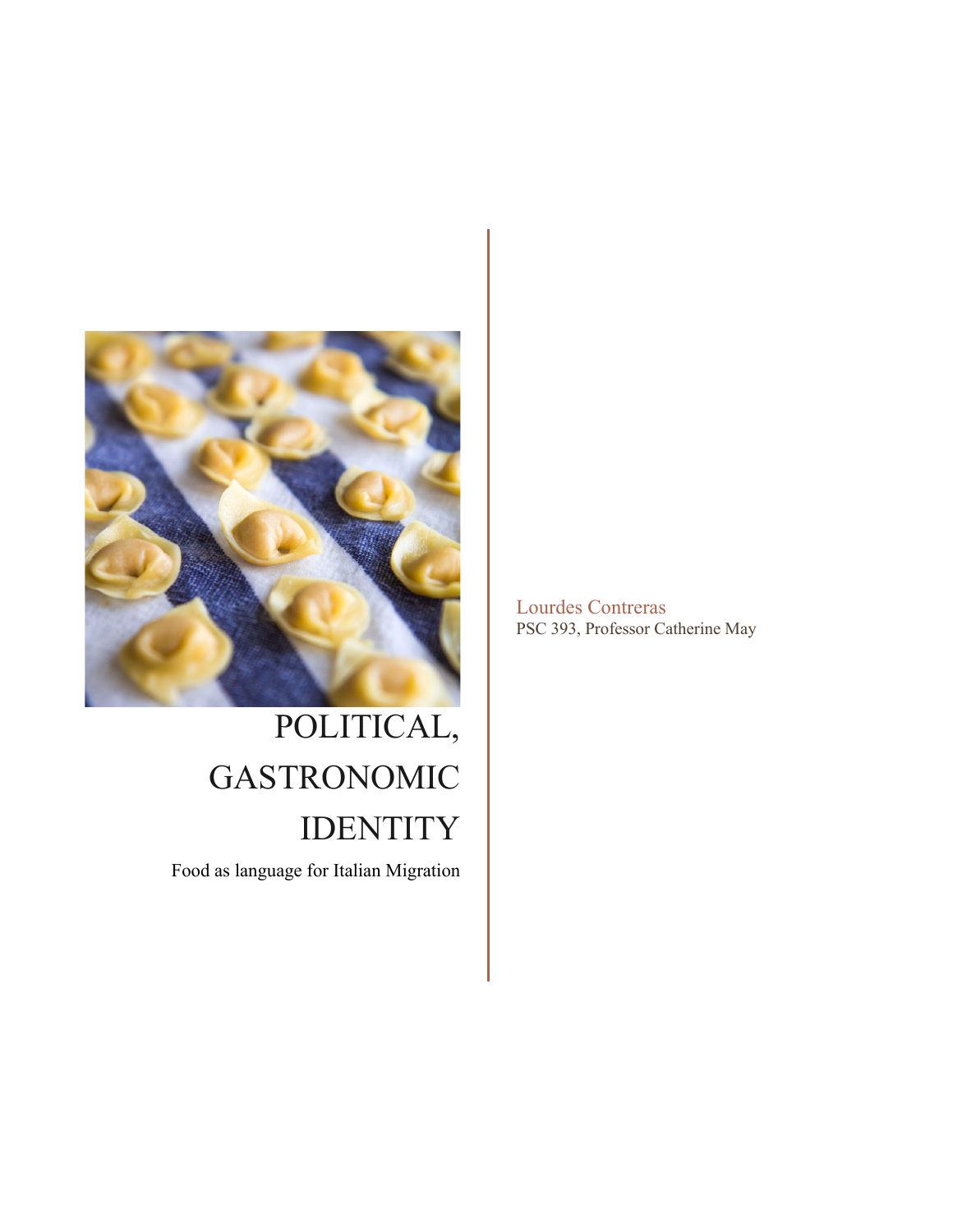# POLITICAL, GASTRONOMIC IDENTITY

Food as language for Italian Migration

Lourdes Contreras
PSC 393, Professor Catherine May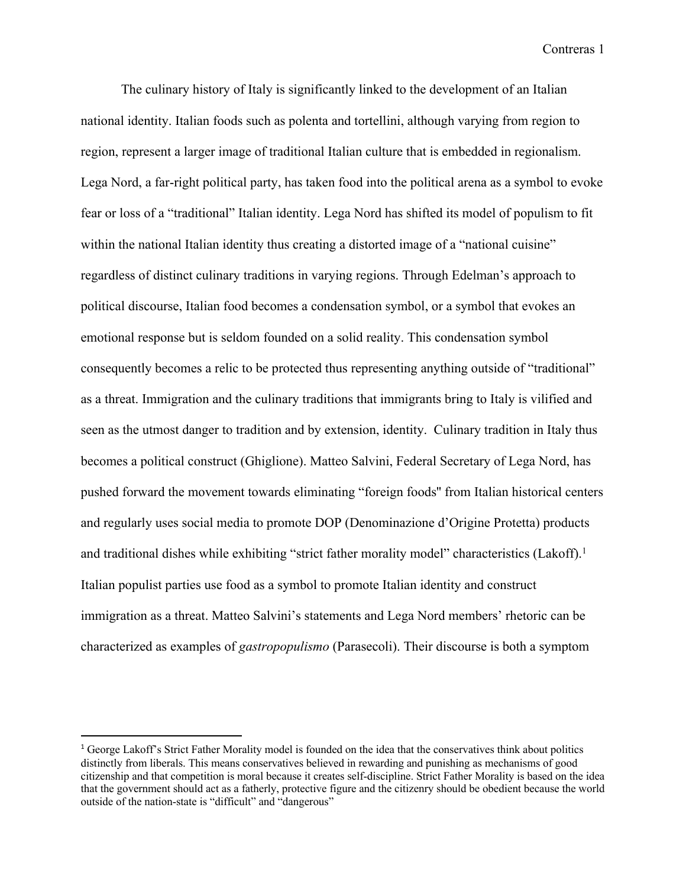The culinary history of Italy is significantly linked to the development of an Italian national identity. Italian foods such as polenta and tortellini, although varying from region to region, represent a larger image of traditional Italian culture that is embedded in regionalism. Lega Nord, a far-right political party, has taken food into the political arena as a symbol to evoke fear or loss of a "traditional" Italian identity. Lega Nord has shifted its model of populism to fit within the national Italian identity thus creating a distorted image of a "national cuisine" regardless of distinct culinary traditions in varying regions. Through Edelman's approach to political discourse, Italian food becomes a condensation symbol, or a symbol that evokes an emotional response but is seldom founded on a solid reality. This condensation symbol consequently becomes a relic to be protected thus representing anything outside of "traditional" as a threat. Immigration and the culinary traditions that immigrants bring to Italy is vilified and seen as the utmost danger to tradition and by extension, identity. Culinary tradition in Italy thus becomes a political construct (Ghiglione). Matteo Salvini, Federal Secretary of Lega Nord, has pushed forward the movement towards eliminating "foreign foods" from Italian historical centers and regularly uses social media to promote DOP (Denominazione d'Origine Protetta) products and traditional dishes while exhibiting "strict father morality model" characteristics (Lakoff).[1] Italian populist parties use food as a symbol to promote Italian identity and construct immigration as a threat. Matteo Salvini's statements and Lega Nord members' rhetoric can be characterized as examples of *gastropopulismo* (Parasecoli). Their discourse is both a symptom

[1] George Lakoff's Strict Father Morality model is founded on the idea that the conservatives think about politics distinctly from liberals. This means conservatives believed in rewarding and punishing as mechanisms of good citizenship and that competition is moral because it creates self-discipline. Strict Father Morality is based on the idea that the government should act as a fatherly, protective figure and the citizenry should be obedient because the world outside of the nation-state is "difficult" and "dangerous"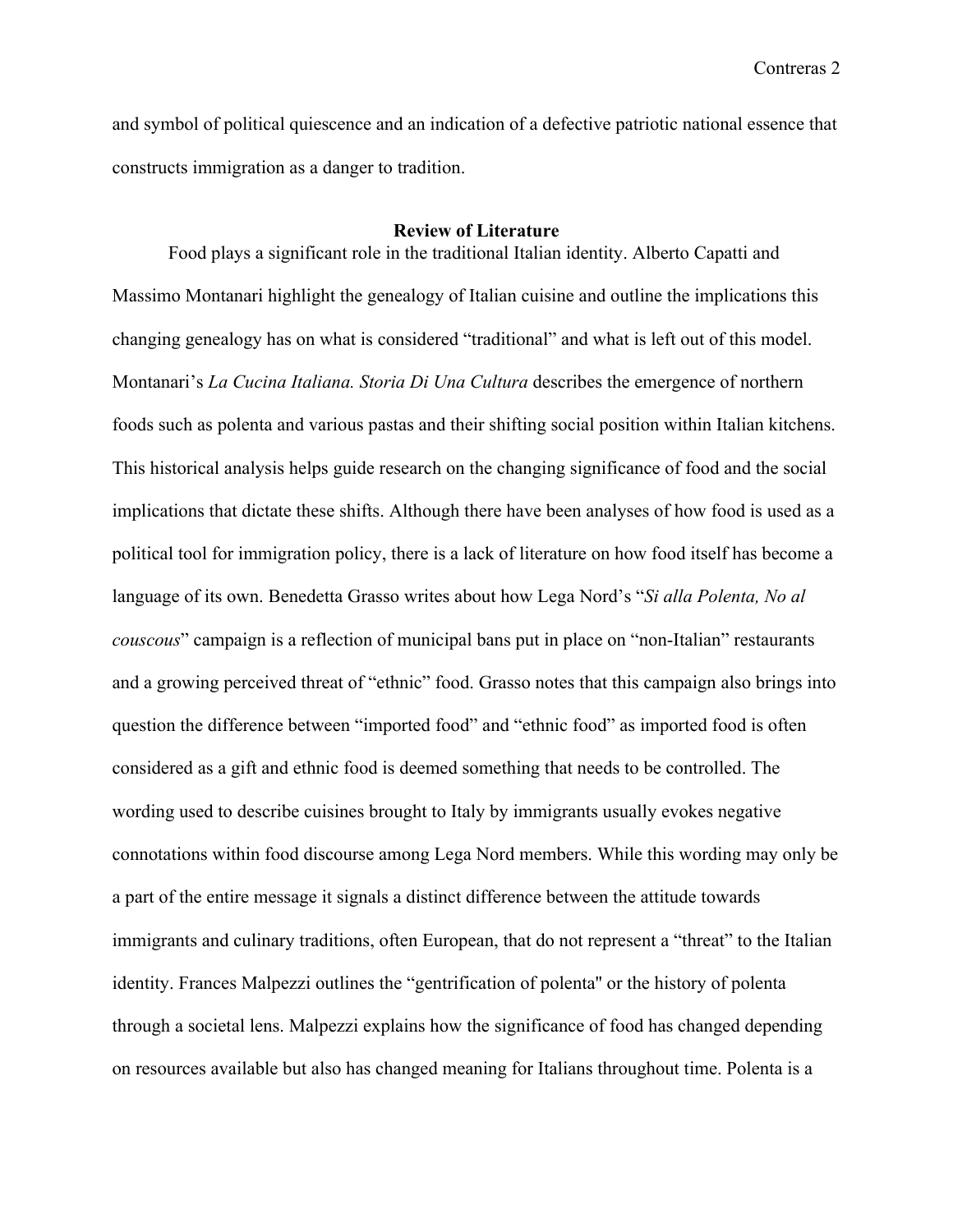and symbol of political quiescence and an indication of a defective patriotic national essence that constructs immigration as a danger to tradition.

## Review of Literature

Food plays a significant role in the traditional Italian identity. Alberto Capatti and Massimo Montanari highlight the genealogy of Italian cuisine and outline the implications this changing genealogy has on what is considered "traditional" and what is left out of this model. Montanari's *La Cucina Italiana. Storia Di Una Cultura* describes the emergence of northern foods such as polenta and various pastas and their shifting social position within Italian kitchens. This historical analysis helps guide research on the changing significance of food and the social implications that dictate these shifts. Although there have been analyses of how food is used as a political tool for immigration policy, there is a lack of literature on how food itself has become a language of its own. Benedetta Grasso writes about how Lega Nord's "*Si alla Polenta, No al couscous*" campaign is a reflection of municipal bans put in place on "non-Italian" restaurants and a growing perceived threat of "ethnic" food. Grasso notes that this campaign also brings into question the difference between "imported food" and "ethnic food" as imported food is often considered as a gift and ethnic food is deemed something that needs to be controlled. The wording used to describe cuisines brought to Italy by immigrants usually evokes negative connotations within food discourse among Lega Nord members. While this wording may only be a part of the entire message it signals a distinct difference between the attitude towards immigrants and culinary traditions, often European, that do not represent a "threat" to the Italian identity. Frances Malpezzi outlines the "gentrification of polenta" or the history of polenta through a societal lens. Malpezzi explains how the significance of food has changed depending on resources available but also has changed meaning for Italians throughout time. Polenta is a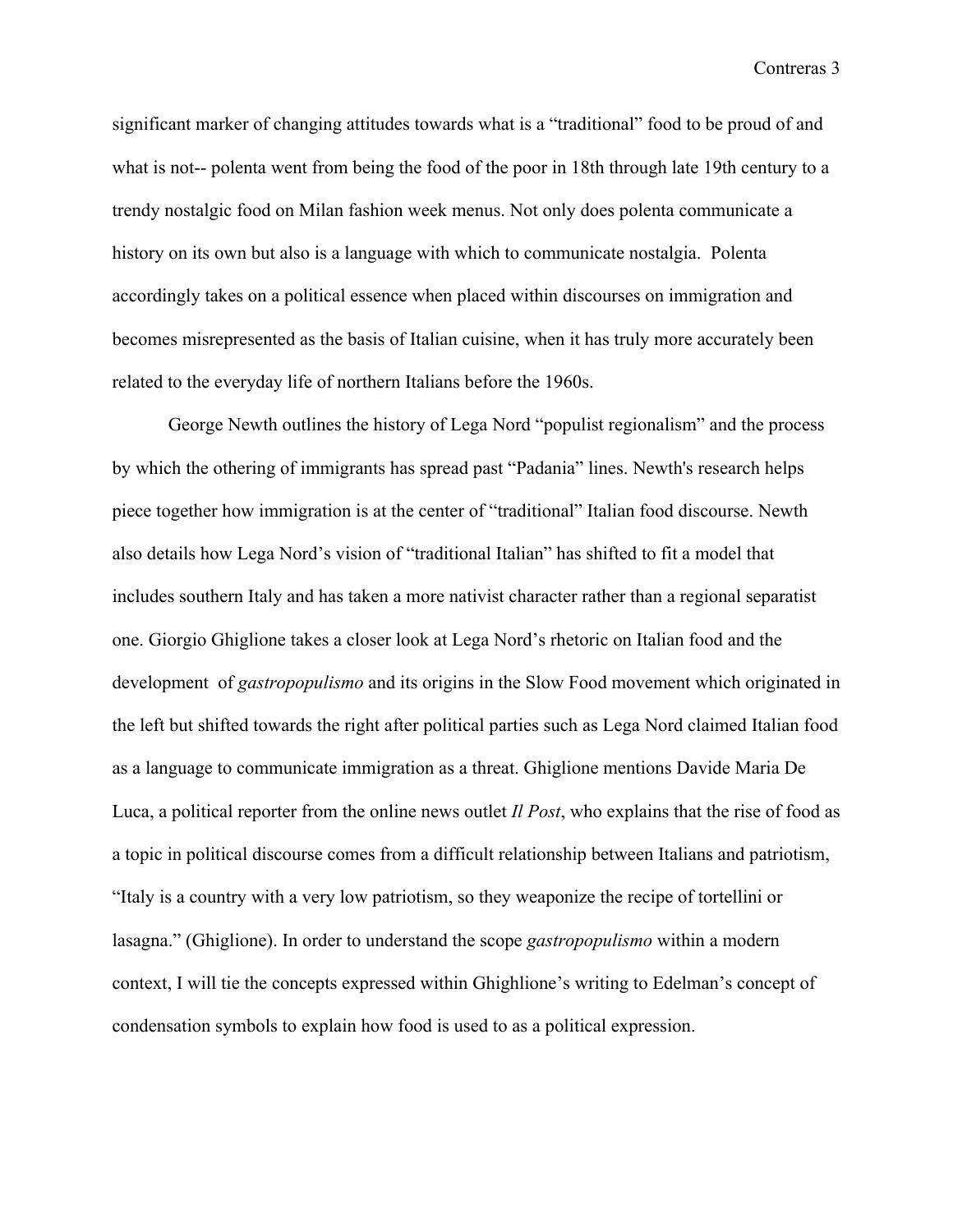significant marker of changing attitudes towards what is a "traditional" food to be proud of and what is not-- polenta went from being the food of the poor in 18th through late 19th century to a trendy nostalgic food on Milan fashion week menus. Not only does polenta communicate a history on its own but also is a language with which to communicate nostalgia. Polenta accordingly takes on a political essence when placed within discourses on immigration and becomes misrepresented as the basis of Italian cuisine, when it has truly more accurately been related to the everyday life of northern Italians before the 1960s.

George Newth outlines the history of Lega Nord "populist regionalism" and the process by which the othering of immigrants has spread past "Padania" lines. Newth's research helps piece together how immigration is at the center of "traditional" Italian food discourse. Newth also details how Lega Nord's vision of "traditional Italian" has shifted to fit a model that includes southern Italy and has taken a more nativist character rather than a regional separatist one. Giorgio Ghiglione takes a closer look at Lega Nord's rhetoric on Italian food and the development of *gastropopulismo* and its origins in the Slow Food movement which originated in the left but shifted towards the right after political parties such as Lega Nord claimed Italian food as a language to communicate immigration as a threat. Ghiglione mentions Davide Maria De Luca, a political reporter from the online news outlet *Il Post*, who explains that the rise of food as a topic in political discourse comes from a difficult relationship between Italians and patriotism, "Italy is a country with a very low patriotism, so they weaponize the recipe of tortellini or lasagna." (Ghiglione). In order to understand the scope *gastropopulismo* within a modern context, I will tie the concepts expressed within Ghighlione's writing to Edelman's concept of condensation symbols to explain how food is used to as a political expression.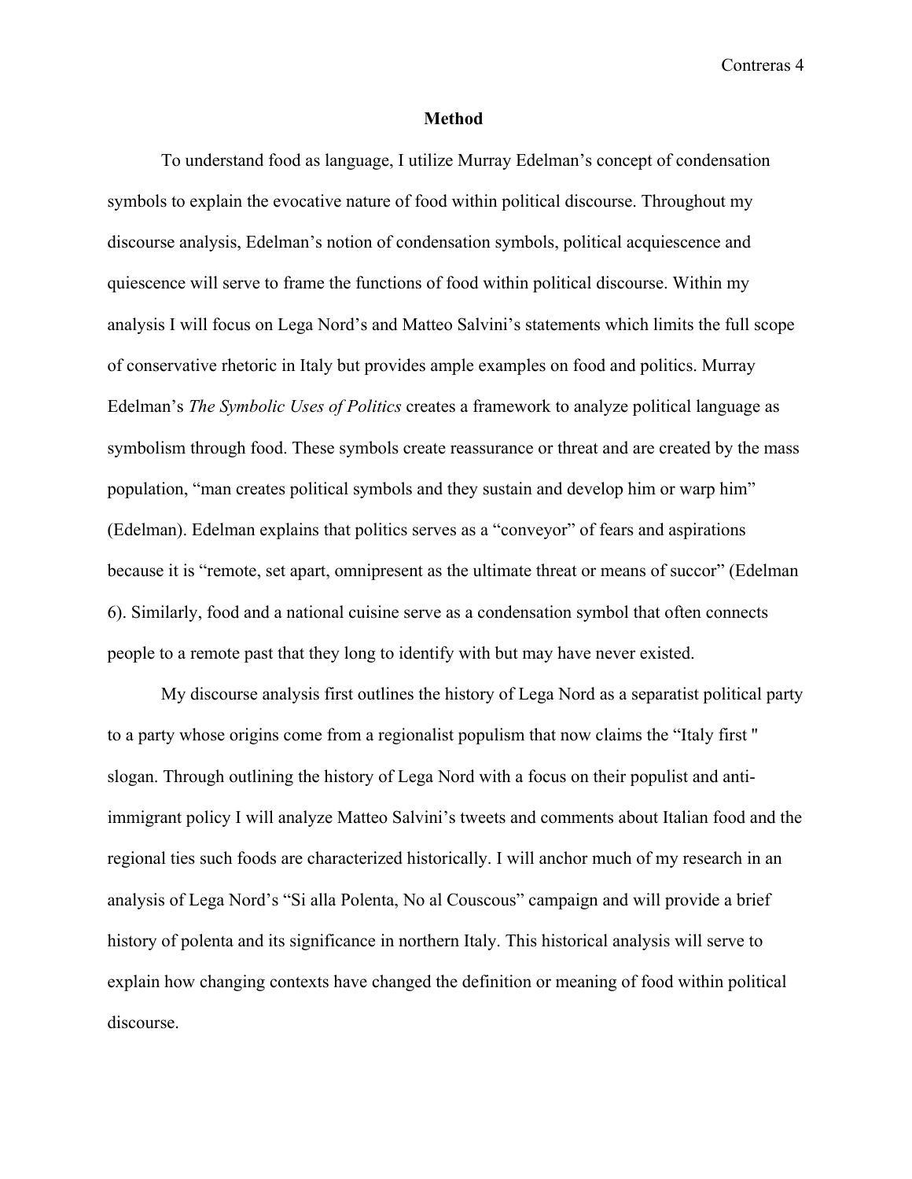## Method

To understand food as language, I utilize Murray Edelman's concept of condensation symbols to explain the evocative nature of food within political discourse. Throughout my discourse analysis, Edelman's notion of condensation symbols, political acquiescence and quiescence will serve to frame the functions of food within political discourse. Within my analysis I will focus on Lega Nord's and Matteo Salvini's statements which limits the full scope of conservative rhetoric in Italy but provides ample examples on food and politics. Murray Edelman's *The Symbolic Uses of Politics* creates a framework to analyze political language as symbolism through food. These symbols create reassurance or threat and are created by the mass population, "man creates political symbols and they sustain and develop him or warp him" (Edelman). Edelman explains that politics serves as a "conveyor" of fears and aspirations because it is "remote, set apart, omnipresent as the ultimate threat or means of succor" (Edelman 6). Similarly, food and a national cuisine serve as a condensation symbol that often connects people to a remote past that they long to identify with but may have never existed.

My discourse analysis first outlines the history of Lega Nord as a separatist political party to a party whose origins come from a regionalist populism that now claims the "Italy first " slogan. Through outlining the history of Lega Nord with a focus on their populist and anti-immigrant policy I will analyze Matteo Salvini's tweets and comments about Italian food and the regional ties such foods are characterized historically. I will anchor much of my research in an analysis of Lega Nord's "Si alla Polenta, No al Couscous" campaign and will provide a brief history of polenta and its significance in northern Italy. This historical analysis will serve to explain how changing contexts have changed the definition or meaning of food within political discourse.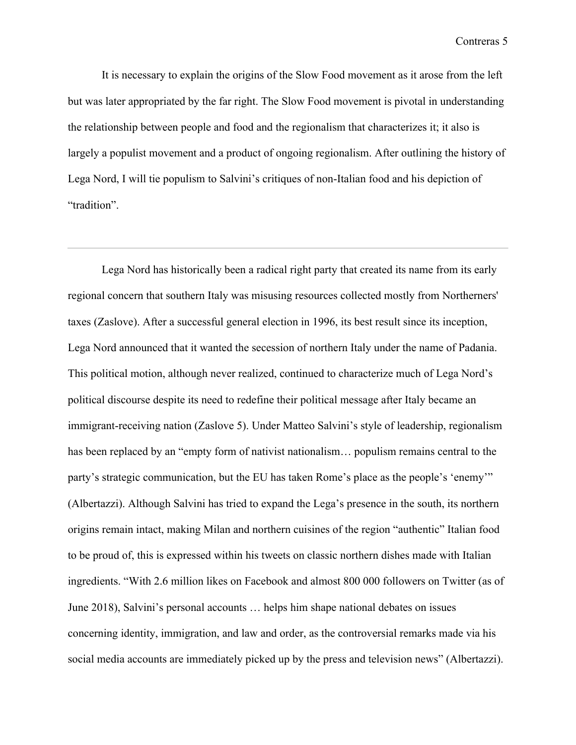It is necessary to explain the origins of the Slow Food movement as it arose from the left but was later appropriated by the far right. The Slow Food movement is pivotal in understanding the relationship between people and food and the regionalism that characterizes it; it also is largely a populist movement and a product of ongoing regionalism. After outlining the history of Lega Nord, I will tie populism to Salvini's critiques of non-Italian food and his depiction of "tradition".

---

Lega Nord has historically been a radical right party that created its name from its early regional concern that southern Italy was misusing resources collected mostly from Northerners' taxes (Zaslove). After a successful general election in 1996, its best result since its inception, Lega Nord announced that it wanted the secession of northern Italy under the name of Padania. This political motion, although never realized, continued to characterize much of Lega Nord's political discourse despite its need to redefine their political message after Italy became an immigrant-receiving nation (Zaslove 5). Under Matteo Salvini's style of leadership, regionalism has been replaced by an "empty form of nativist nationalism… populism remains central to the party's strategic communication, but the EU has taken Rome's place as the people's 'enemy'" (Albertazzi). Although Salvini has tried to expand the Lega's presence in the south, its northern origins remain intact, making Milan and northern cuisines of the region "authentic" Italian food to be proud of, this is expressed within his tweets on classic northern dishes made with Italian ingredients. "With 2.6 million likes on Facebook and almost 800 000 followers on Twitter (as of June 2018), Salvini's personal accounts … helps him shape national debates on issues concerning identity, immigration, and law and order, as the controversial remarks made via his social media accounts are immediately picked up by the press and television news" (Albertazzi).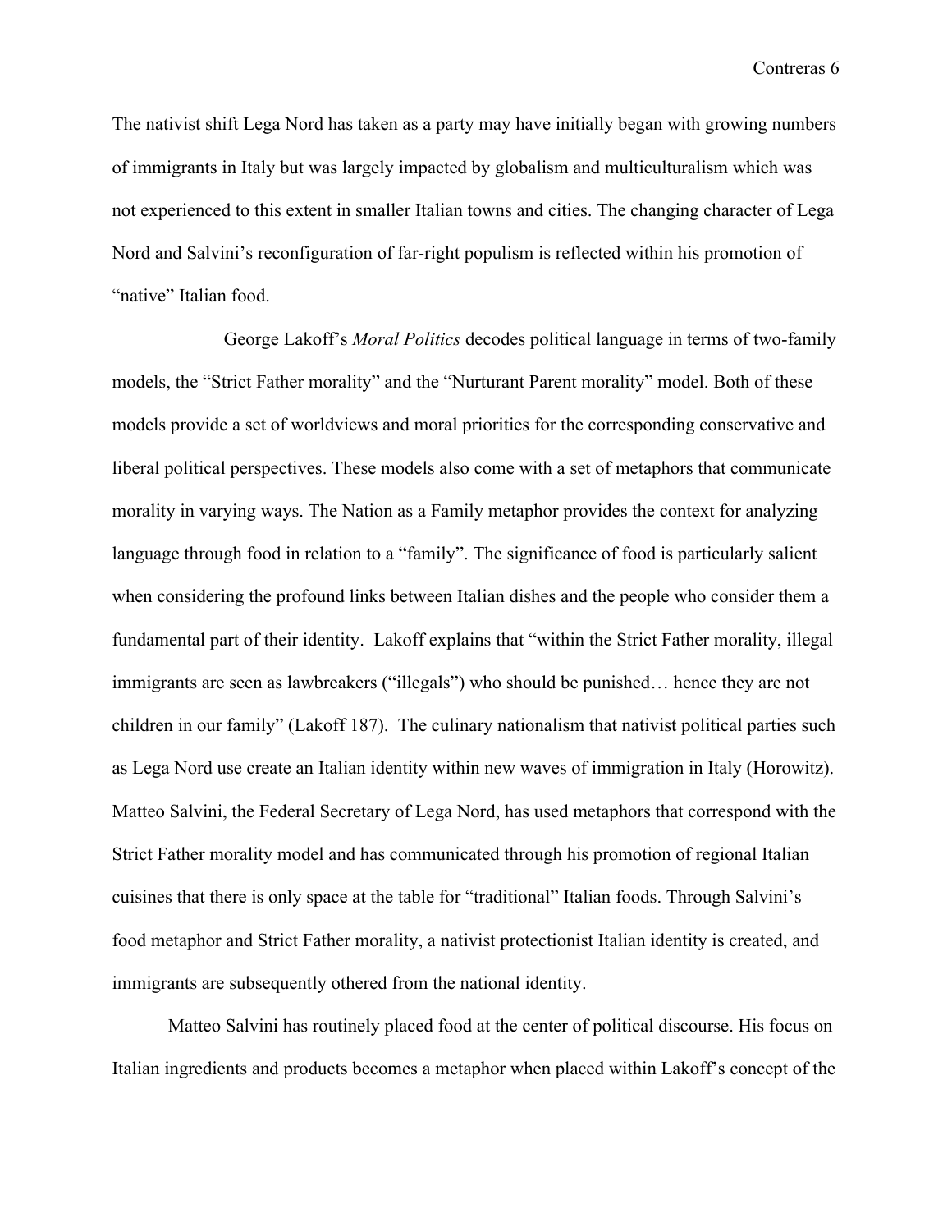The nativist shift Lega Nord has taken as a party may have initially began with growing numbers of immigrants in Italy but was largely impacted by globalism and multiculturalism which was not experienced to this extent in smaller Italian towns and cities. The changing character of Lega Nord and Salvini's reconfiguration of far-right populism is reflected within his promotion of "native" Italian food.

George Lakoff's *Moral Politics* decodes political language in terms of two-family models, the "Strict Father morality" and the "Nurturant Parent morality" model. Both of these models provide a set of worldviews and moral priorities for the corresponding conservative and liberal political perspectives. These models also come with a set of metaphors that communicate morality in varying ways. The Nation as a Family metaphor provides the context for analyzing language through food in relation to a "family". The significance of food is particularly salient when considering the profound links between Italian dishes and the people who consider them a fundamental part of their identity. Lakoff explains that "within the Strict Father morality, illegal immigrants are seen as lawbreakers ("illegals") who should be punished… hence they are not children in our family" (Lakoff 187). The culinary nationalism that nativist political parties such as Lega Nord use create an Italian identity within new waves of immigration in Italy (Horowitz). Matteo Salvini, the Federal Secretary of Lega Nord, has used metaphors that correspond with the Strict Father morality model and has communicated through his promotion of regional Italian cuisines that there is only space at the table for "traditional" Italian foods. Through Salvini's food metaphor and Strict Father morality, a nativist protectionist Italian identity is created, and immigrants are subsequently othered from the national identity.

Matteo Salvini has routinely placed food at the center of political discourse. His focus on Italian ingredients and products becomes a metaphor when placed within Lakoff's concept of the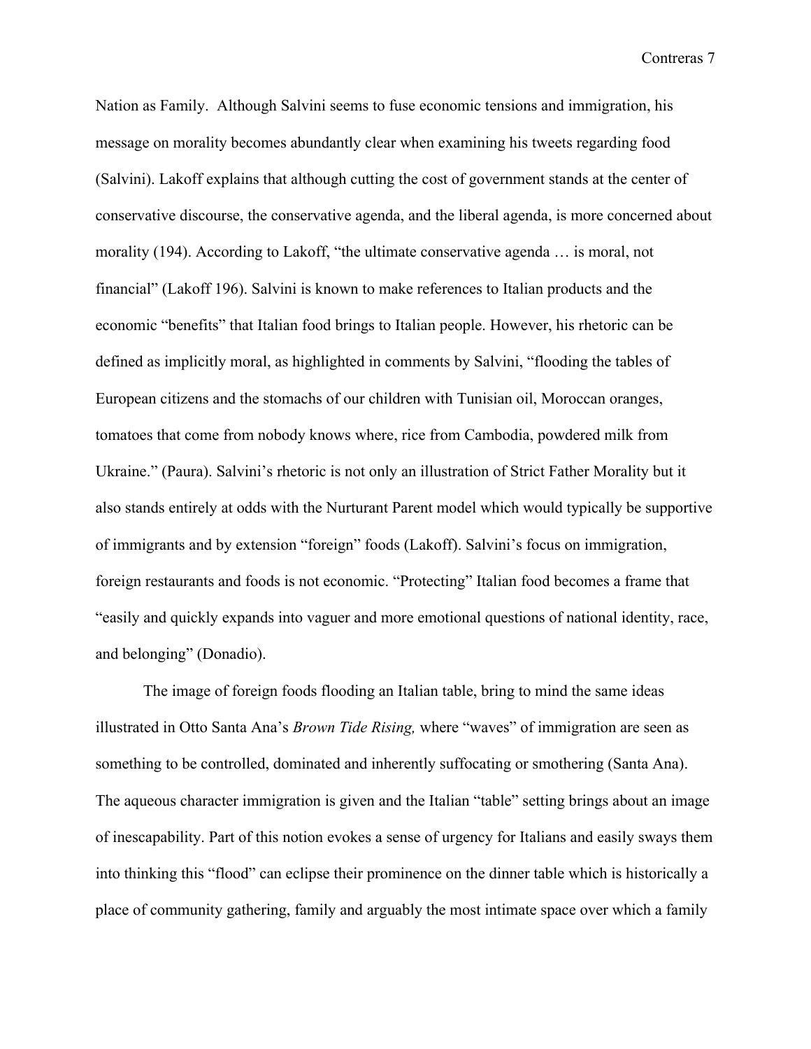Nation as Family. Although Salvini seems to fuse economic tensions and immigration, his message on morality becomes abundantly clear when examining his tweets regarding food (Salvini). Lakoff explains that although cutting the cost of government stands at the center of conservative discourse, the conservative agenda, and the liberal agenda, is more concerned about morality (194). According to Lakoff, "the ultimate conservative agenda … is moral, not financial" (Lakoff 196). Salvini is known to make references to Italian products and the economic "benefits" that Italian food brings to Italian people. However, his rhetoric can be defined as implicitly moral, as highlighted in comments by Salvini, "flooding the tables of European citizens and the stomachs of our children with Tunisian oil, Moroccan oranges, tomatoes that come from nobody knows where, rice from Cambodia, powdered milk from Ukraine." (Paura). Salvini's rhetoric is not only an illustration of Strict Father Morality but it also stands entirely at odds with the Nurturant Parent model which would typically be supportive of immigrants and by extension "foreign" foods (Lakoff). Salvini's focus on immigration, foreign restaurants and foods is not economic. "Protecting" Italian food becomes a frame that "easily and quickly expands into vaguer and more emotional questions of national identity, race, and belonging" (Donadio).

The image of foreign foods flooding an Italian table, bring to mind the same ideas illustrated in Otto Santa Ana's *Brown Tide Rising,* where "waves" of immigration are seen as something to be controlled, dominated and inherently suffocating or smothering (Santa Ana). The aqueous character immigration is given and the Italian "table" setting brings about an image of inescapability. Part of this notion evokes a sense of urgency for Italians and easily sways them into thinking this "flood" can eclipse their prominence on the dinner table which is historically a place of community gathering, family and arguably the most intimate space over which a family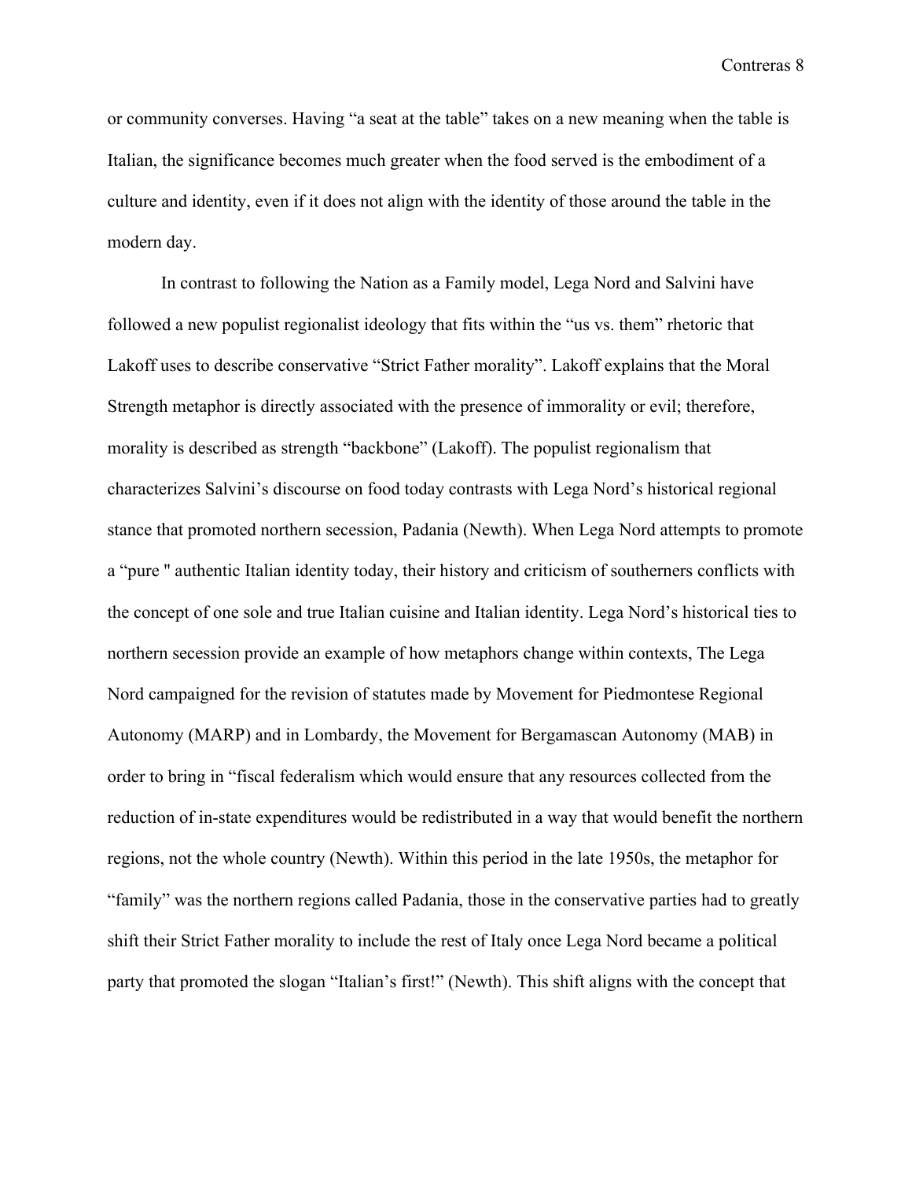or community converses. Having "a seat at the table" takes on a new meaning when the table is Italian, the significance becomes much greater when the food served is the embodiment of a culture and identity, even if it does not align with the identity of those around the table in the modern day.

In contrast to following the Nation as a Family model, Lega Nord and Salvini have followed a new populist regionalist ideology that fits within the "us vs. them" rhetoric that Lakoff uses to describe conservative "Strict Father morality". Lakoff explains that the Moral Strength metaphor is directly associated with the presence of immorality or evil; therefore, morality is described as strength "backbone" (Lakoff). The populist regionalism that characterizes Salvini's discourse on food today contrasts with Lega Nord's historical regional stance that promoted northern secession, Padania (Newth). When Lega Nord attempts to promote a "pure " authentic Italian identity today, their history and criticism of southerners conflicts with the concept of one sole and true Italian cuisine and Italian identity. Lega Nord's historical ties to northern secession provide an example of how metaphors change within contexts, The Lega Nord campaigned for the revision of statutes made by Movement for Piedmontese Regional Autonomy (MARP) and in Lombardy, the Movement for Bergamascan Autonomy (MAB) in order to bring in "fiscal federalism which would ensure that any resources collected from the reduction of in-state expenditures would be redistributed in a way that would benefit the northern regions, not the whole country (Newth). Within this period in the late 1950s, the metaphor for "family" was the northern regions called Padania, those in the conservative parties had to greatly shift their Strict Father morality to include the rest of Italy once Lega Nord became a political party that promoted the slogan "Italian's first!" (Newth). This shift aligns with the concept that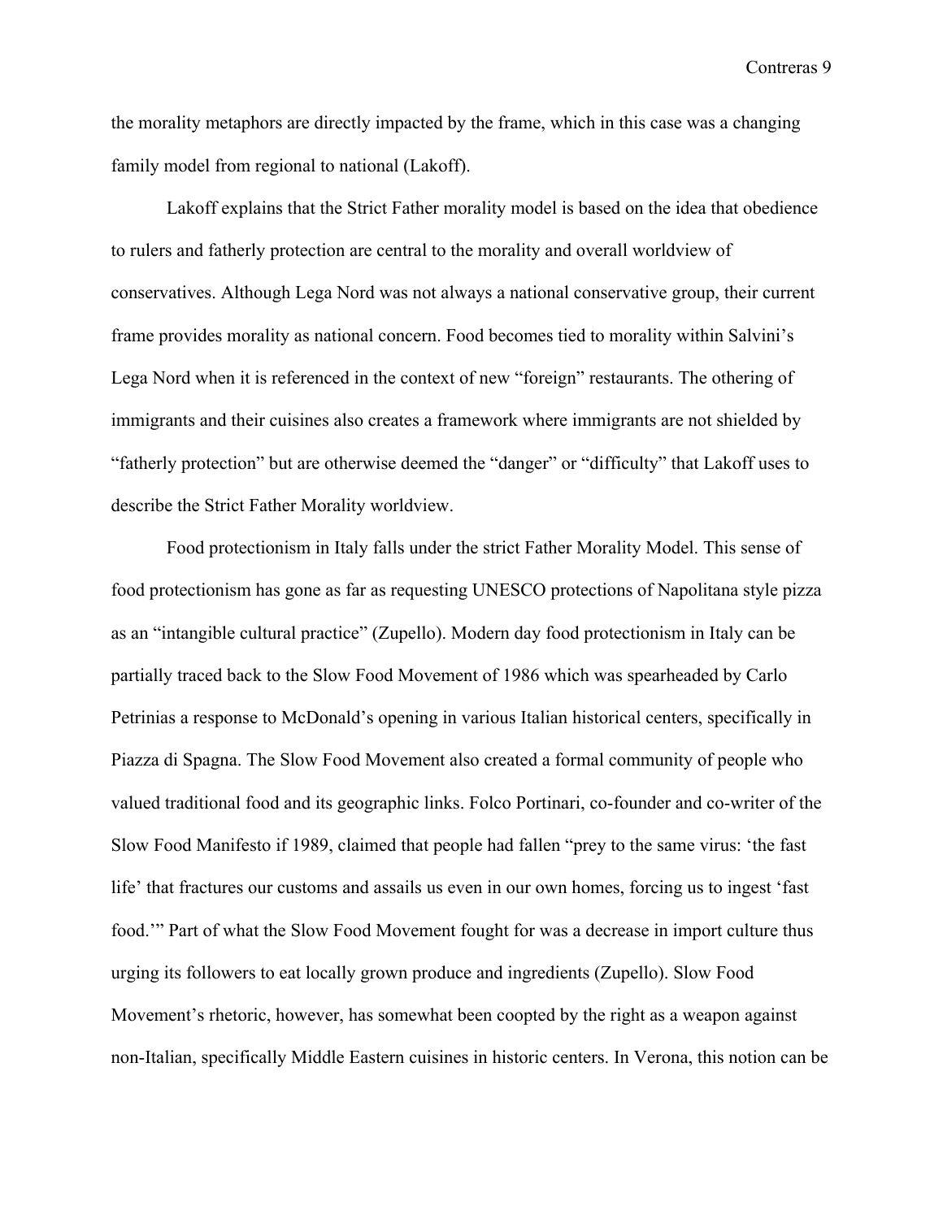the morality metaphors are directly impacted by the frame, which in this case was a changing family model from regional to national (Lakoff).

Lakoff explains that the Strict Father morality model is based on the idea that obedience to rulers and fatherly protection are central to the morality and overall worldview of conservatives. Although Lega Nord was not always a national conservative group, their current frame provides morality as national concern. Food becomes tied to morality within Salvini's Lega Nord when it is referenced in the context of new "foreign" restaurants. The othering of immigrants and their cuisines also creates a framework where immigrants are not shielded by "fatherly protection" but are otherwise deemed the "danger" or "difficulty" that Lakoff uses to describe the Strict Father Morality worldview.

Food protectionism in Italy falls under the strict Father Morality Model. This sense of food protectionism has gone as far as requesting UNESCO protections of Napolitana style pizza as an "intangible cultural practice" (Zupello). Modern day food protectionism in Italy can be partially traced back to the Slow Food Movement of 1986 which was spearheaded by Carlo Petrinias a response to McDonald's opening in various Italian historical centers, specifically in Piazza di Spagna. The Slow Food Movement also created a formal community of people who valued traditional food and its geographic links. Folco Portinari, co-founder and co-writer of the Slow Food Manifesto if 1989, claimed that people had fallen "prey to the same virus: 'the fast life' that fractures our customs and assails us even in our own homes, forcing us to ingest 'fast food.'" Part of what the Slow Food Movement fought for was a decrease in import culture thus urging its followers to eat locally grown produce and ingredients (Zupello). Slow Food Movement's rhetoric, however, has somewhat been coopted by the right as a weapon against non-Italian, specifically Middle Eastern cuisines in historic centers. In Verona, this notion can be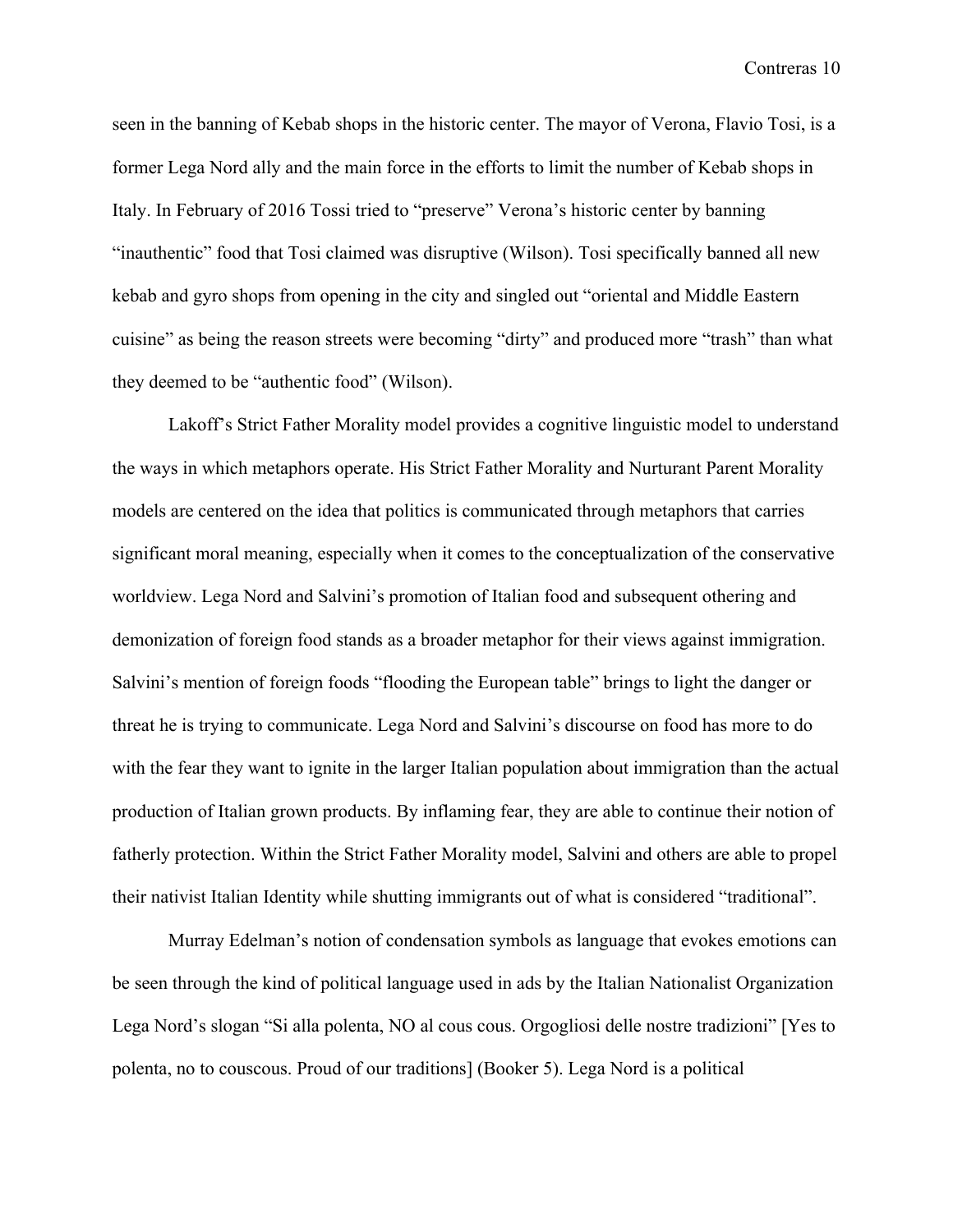seen in the banning of Kebab shops in the historic center. The mayor of Verona, Flavio Tosi, is a former Lega Nord ally and the main force in the efforts to limit the number of Kebab shops in Italy. In February of 2016 Tossi tried to "preserve" Verona's historic center by banning "inauthentic" food that Tosi claimed was disruptive (Wilson). Tosi specifically banned all new kebab and gyro shops from opening in the city and singled out "oriental and Middle Eastern cuisine" as being the reason streets were becoming "dirty" and produced more "trash" than what they deemed to be "authentic food" (Wilson).

Lakoff's Strict Father Morality model provides a cognitive linguistic model to understand the ways in which metaphors operate. His Strict Father Morality and Nurturant Parent Morality models are centered on the idea that politics is communicated through metaphors that carries significant moral meaning, especially when it comes to the conceptualization of the conservative worldview. Lega Nord and Salvini's promotion of Italian food and subsequent othering and demonization of foreign food stands as a broader metaphor for their views against immigration. Salvini's mention of foreign foods "flooding the European table" brings to light the danger or threat he is trying to communicate. Lega Nord and Salvini's discourse on food has more to do with the fear they want to ignite in the larger Italian population about immigration than the actual production of Italian grown products. By inflaming fear, they are able to continue their notion of fatherly protection. Within the Strict Father Morality model, Salvini and others are able to propel their nativist Italian Identity while shutting immigrants out of what is considered "traditional".

Murray Edelman's notion of condensation symbols as language that evokes emotions can be seen through the kind of political language used in ads by the Italian Nationalist Organization Lega Nord's slogan "Si alla polenta, NO al cous cous. Orgogliosi delle nostre tradizioni" [Yes to polenta, no to couscous. Proud of our traditions] (Booker 5). Lega Nord is a political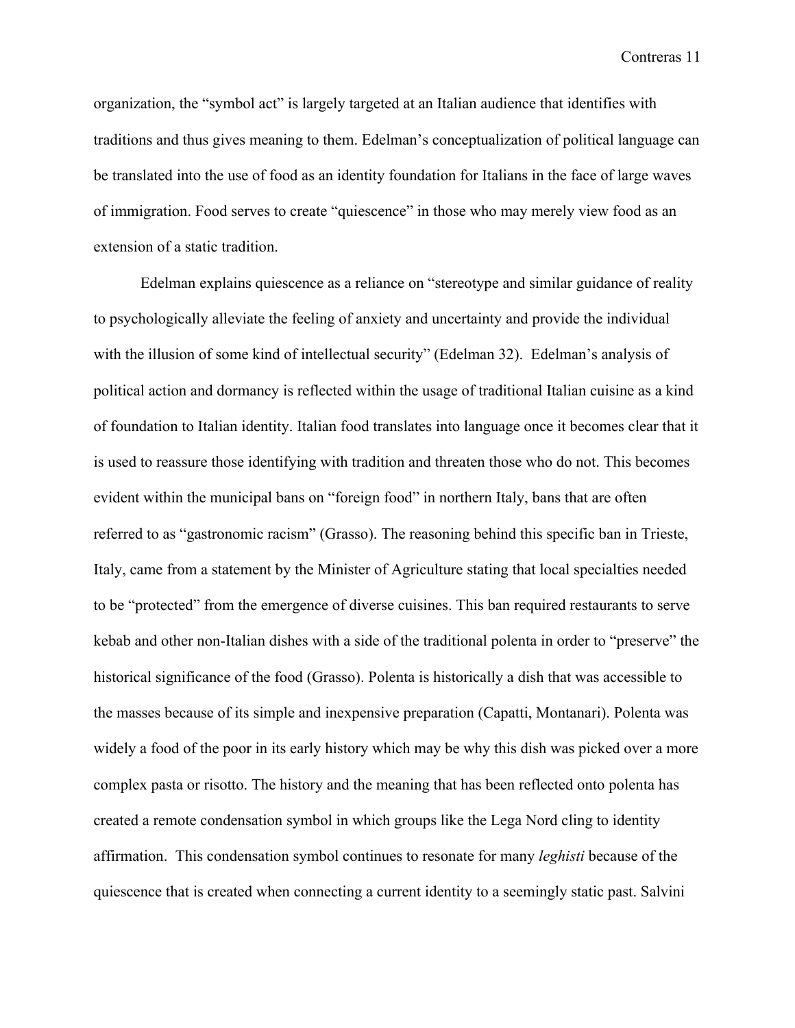organization, the "symbol act" is largely targeted at an Italian audience that identifies with traditions and thus gives meaning to them. Edelman's conceptualization of political language can be translated into the use of food as an identity foundation for Italians in the face of large waves of immigration. Food serves to create "quiescence" in those who may merely view food as an extension of a static tradition.

Edelman explains quiescence as a reliance on "stereotype and similar guidance of reality to psychologically alleviate the feeling of anxiety and uncertainty and provide the individual with the illusion of some kind of intellectual security" (Edelman 32). Edelman's analysis of political action and dormancy is reflected within the usage of traditional Italian cuisine as a kind of foundation to Italian identity. Italian food translates into language once it becomes clear that it is used to reassure those identifying with tradition and threaten those who do not. This becomes evident within the municipal bans on "foreign food" in northern Italy, bans that are often referred to as "gastronomic racism" (Grasso). The reasoning behind this specific ban in Trieste, Italy, came from a statement by the Minister of Agriculture stating that local specialties needed to be "protected" from the emergence of diverse cuisines. This ban required restaurants to serve kebab and other non-Italian dishes with a side of the traditional polenta in order to "preserve" the historical significance of the food (Grasso). Polenta is historically a dish that was accessible to the masses because of its simple and inexpensive preparation (Capatti, Montanari). Polenta was widely a food of the poor in its early history which may be why this dish was picked over a more complex pasta or risotto. The history and the meaning that has been reflected onto polenta has created a remote condensation symbol in which groups like the Lega Nord cling to identity affirmation. This condensation symbol continues to resonate for many *leghisti* because of the quiescence that is created when connecting a current identity to a seemingly static past. Salvini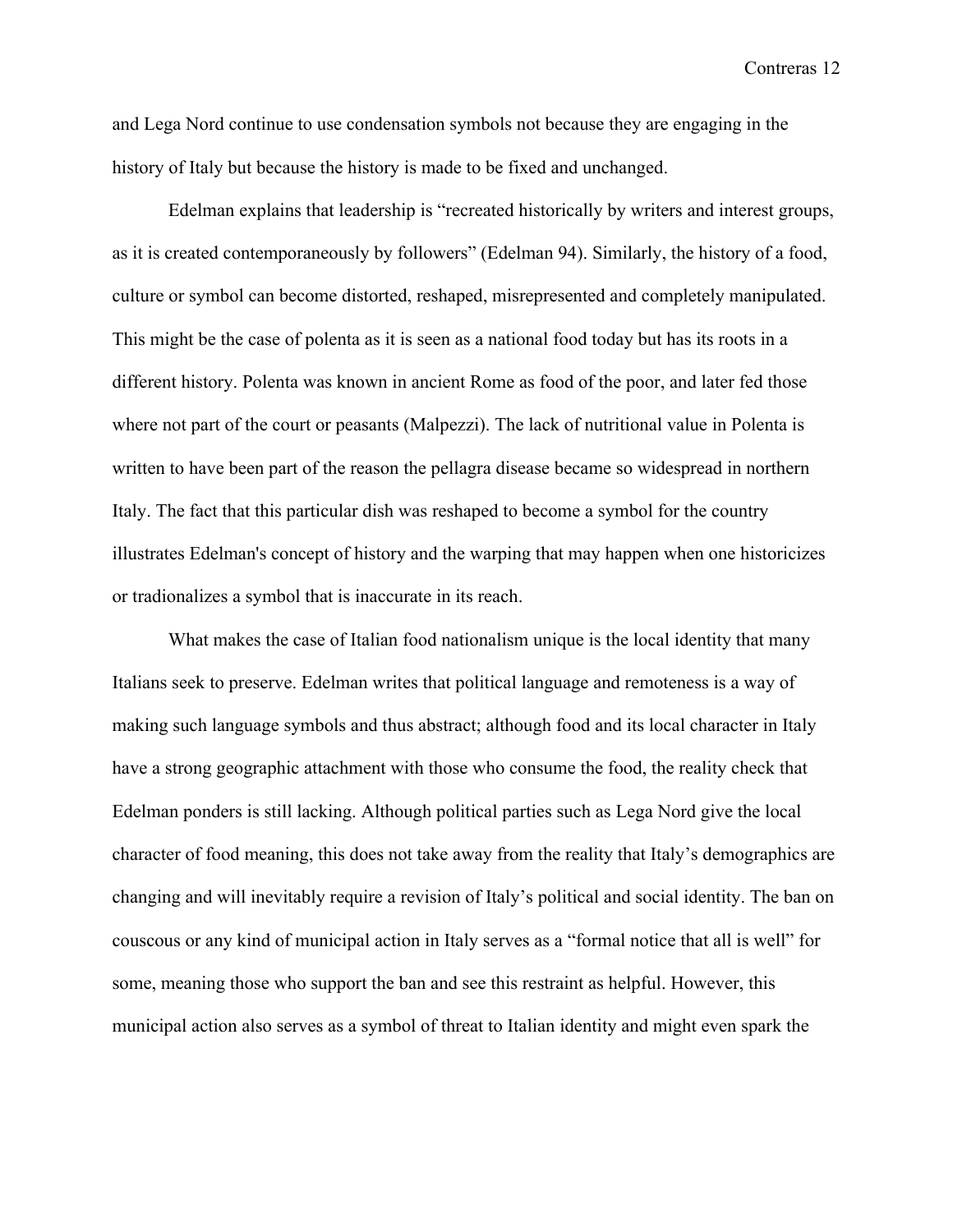and Lega Nord continue to use condensation symbols not because they are engaging in the history of Italy but because the history is made to be fixed and unchanged.

Edelman explains that leadership is "recreated historically by writers and interest groups, as it is created contemporaneously by followers" (Edelman 94). Similarly, the history of a food, culture or symbol can become distorted, reshaped, misrepresented and completely manipulated. This might be the case of polenta as it is seen as a national food today but has its roots in a different history. Polenta was known in ancient Rome as food of the poor, and later fed those where not part of the court or peasants (Malpezzi). The lack of nutritional value in Polenta is written to have been part of the reason the pellagra disease became so widespread in northern Italy. The fact that this particular dish was reshaped to become a symbol for the country illustrates Edelman's concept of history and the warping that may happen when one historicizes or tradionalizes a symbol that is inaccurate in its reach.

What makes the case of Italian food nationalism unique is the local identity that many Italians seek to preserve. Edelman writes that political language and remoteness is a way of making such language symbols and thus abstract; although food and its local character in Italy have a strong geographic attachment with those who consume the food, the reality check that Edelman ponders is still lacking. Although political parties such as Lega Nord give the local character of food meaning, this does not take away from the reality that Italy's demographics are changing and will inevitably require a revision of Italy's political and social identity. The ban on couscous or any kind of municipal action in Italy serves as a "formal notice that all is well" for some, meaning those who support the ban and see this restraint as helpful. However, this municipal action also serves as a symbol of threat to Italian identity and might even spark the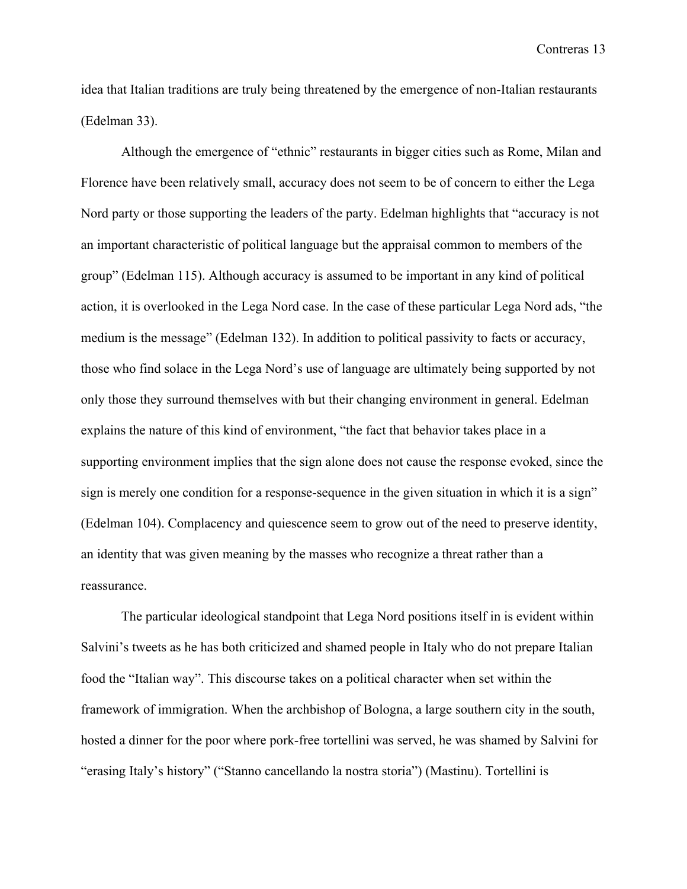idea that Italian traditions are truly being threatened by the emergence of non-Italian restaurants (Edelman 33).

Although the emergence of "ethnic" restaurants in bigger cities such as Rome, Milan and Florence have been relatively small, accuracy does not seem to be of concern to either the Lega Nord party or those supporting the leaders of the party. Edelman highlights that "accuracy is not an important characteristic of political language but the appraisal common to members of the group" (Edelman 115). Although accuracy is assumed to be important in any kind of political action, it is overlooked in the Lega Nord case. In the case of these particular Lega Nord ads, "the medium is the message" (Edelman 132). In addition to political passivity to facts or accuracy, those who find solace in the Lega Nord's use of language are ultimately being supported by not only those they surround themselves with but their changing environment in general. Edelman explains the nature of this kind of environment, "the fact that behavior takes place in a supporting environment implies that the sign alone does not cause the response evoked, since the sign is merely one condition for a response-sequence in the given situation in which it is a sign" (Edelman 104). Complacency and quiescence seem to grow out of the need to preserve identity, an identity that was given meaning by the masses who recognize a threat rather than a reassurance.

The particular ideological standpoint that Lega Nord positions itself in is evident within Salvini's tweets as he has both criticized and shamed people in Italy who do not prepare Italian food the "Italian way". This discourse takes on a political character when set within the framework of immigration. When the archbishop of Bologna, a large southern city in the south, hosted a dinner for the poor where pork-free tortellini was served, he was shamed by Salvini for "erasing Italy's history" ("Stanno cancellando la nostra storia") (Mastinu). Tortellini is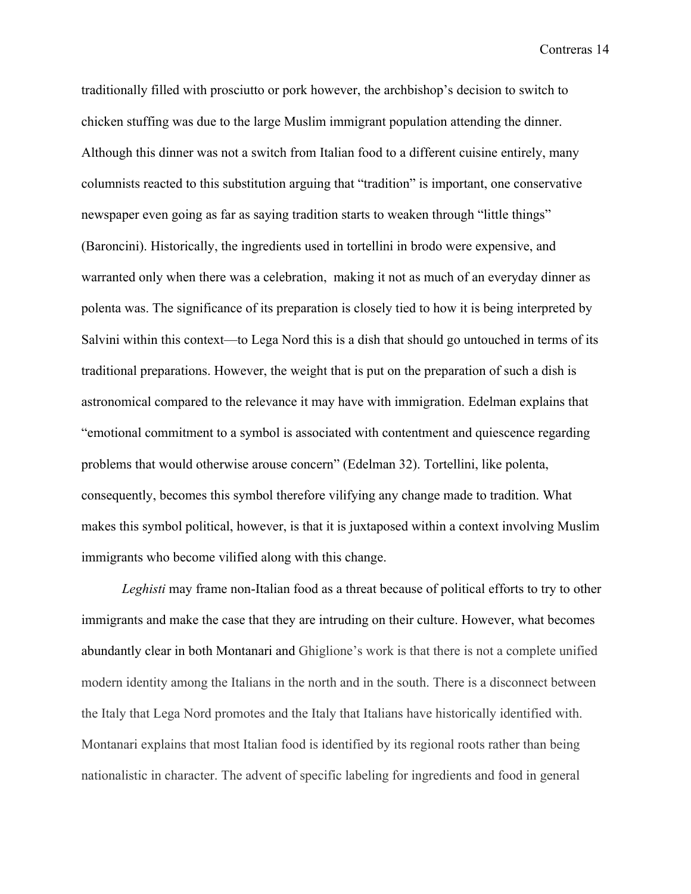traditionally filled with prosciutto or pork however, the archbishop's decision to switch to chicken stuffing was due to the large Muslim immigrant population attending the dinner. Although this dinner was not a switch from Italian food to a different cuisine entirely, many columnists reacted to this substitution arguing that "tradition" is important, one conservative newspaper even going as far as saying tradition starts to weaken through "little things" (Baroncini). Historically, the ingredients used in tortellini in brodo were expensive, and warranted only when there was a celebration,  making it not as much of an everyday dinner as polenta was. The significance of its preparation is closely tied to how it is being interpreted by Salvini within this context—to Lega Nord this is a dish that should go untouched in terms of its traditional preparations. However, the weight that is put on the preparation of such a dish is astronomical compared to the relevance it may have with immigration. Edelman explains that "emotional commitment to a symbol is associated with contentment and quiescence regarding problems that would otherwise arouse concern" (Edelman 32). Tortellini, like polenta, consequently, becomes this symbol therefore vilifying any change made to tradition. What makes this symbol political, however, is that it is juxtaposed within a context involving Muslim immigrants who become vilified along with this change.

*Leghisti* may frame non-Italian food as a threat because of political efforts to try to other immigrants and make the case that they are intruding on their culture. However, what becomes abundantly clear in both Montanari and Ghiglione's work is that there is not a complete unified modern identity among the Italians in the north and in the south. There is a disconnect between the Italy that Lega Nord promotes and the Italy that Italians have historically identified with. Montanari explains that most Italian food is identified by its regional roots rather than being nationalistic in character. The advent of specific labeling for ingredients and food in general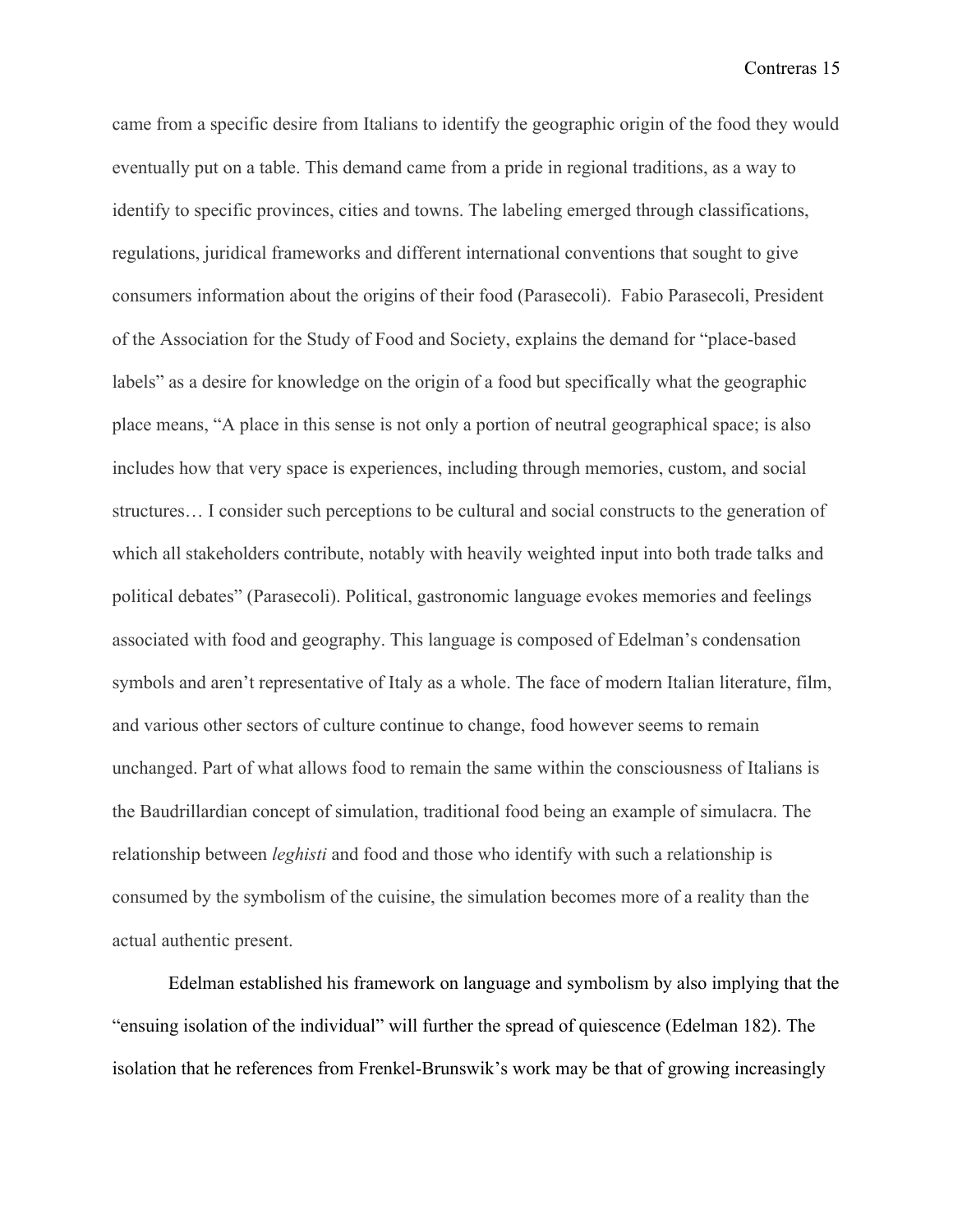came from a specific desire from Italians to identify the geographic origin of the food they would eventually put on a table. This demand came from a pride in regional traditions, as a way to identify to specific provinces, cities and towns. The labeling emerged through classifications, regulations, juridical frameworks and different international conventions that sought to give consumers information about the origins of their food (Parasecoli). Fabio Parasecoli, President of the Association for the Study of Food and Society, explains the demand for "place-based labels" as a desire for knowledge on the origin of a food but specifically what the geographic place means, "A place in this sense is not only a portion of neutral geographical space; is also includes how that very space is experiences, including through memories, custom, and social structures… I consider such perceptions to be cultural and social constructs to the generation of which all stakeholders contribute, notably with heavily weighted input into both trade talks and political debates" (Parasecoli). Political, gastronomic language evokes memories and feelings associated with food and geography. This language is composed of Edelman's condensation symbols and aren't representative of Italy as a whole. The face of modern Italian literature, film, and various other sectors of culture continue to change, food however seems to remain unchanged. Part of what allows food to remain the same within the consciousness of Italians is the Baudrillardian concept of simulation, traditional food being an example of simulacra. The relationship between *leghisti* and food and those who identify with such a relationship is consumed by the symbolism of the cuisine, the simulation becomes more of a reality than the actual authentic present.

Edelman established his framework on language and symbolism by also implying that the "ensuing isolation of the individual" will further the spread of quiescence (Edelman 182). The isolation that he references from Frenkel-Brunswik's work may be that of growing increasingly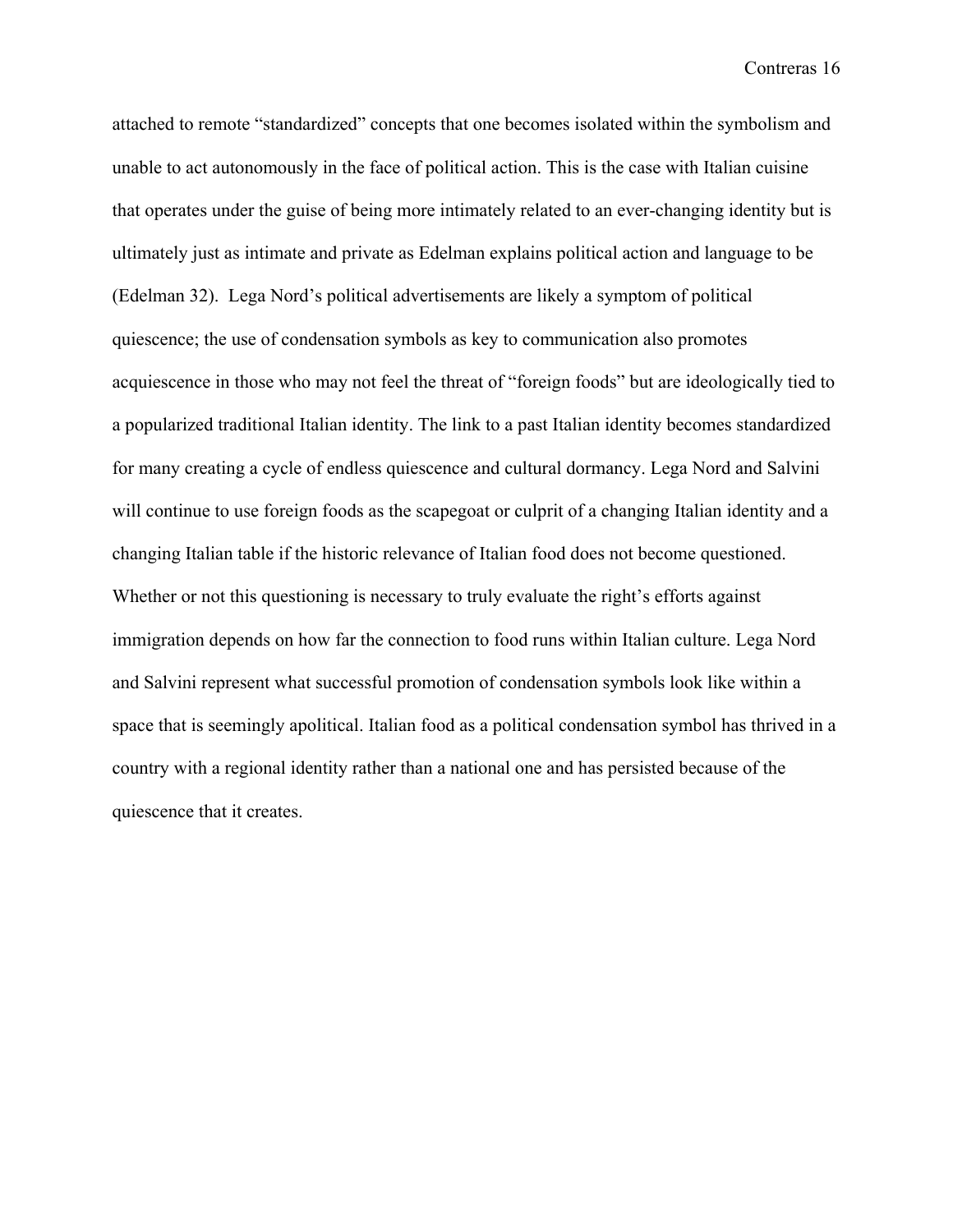attached to remote "standardized" concepts that one becomes isolated within the symbolism and unable to act autonomously in the face of political action. This is the case with Italian cuisine that operates under the guise of being more intimately related to an ever-changing identity but is ultimately just as intimate and private as Edelman explains political action and language to be (Edelman 32). Lega Nord's political advertisements are likely a symptom of political quiescence; the use of condensation symbols as key to communication also promotes acquiescence in those who may not feel the threat of "foreign foods" but are ideologically tied to a popularized traditional Italian identity. The link to a past Italian identity becomes standardized for many creating a cycle of endless quiescence and cultural dormancy. Lega Nord and Salvini will continue to use foreign foods as the scapegoat or culprit of a changing Italian identity and a changing Italian table if the historic relevance of Italian food does not become questioned. Whether or not this questioning is necessary to truly evaluate the right's efforts against immigration depends on how far the connection to food runs within Italian culture. Lega Nord and Salvini represent what successful promotion of condensation symbols look like within a space that is seemingly apolitical. Italian food as a political condensation symbol has thrived in a country with a regional identity rather than a national one and has persisted because of the quiescence that it creates.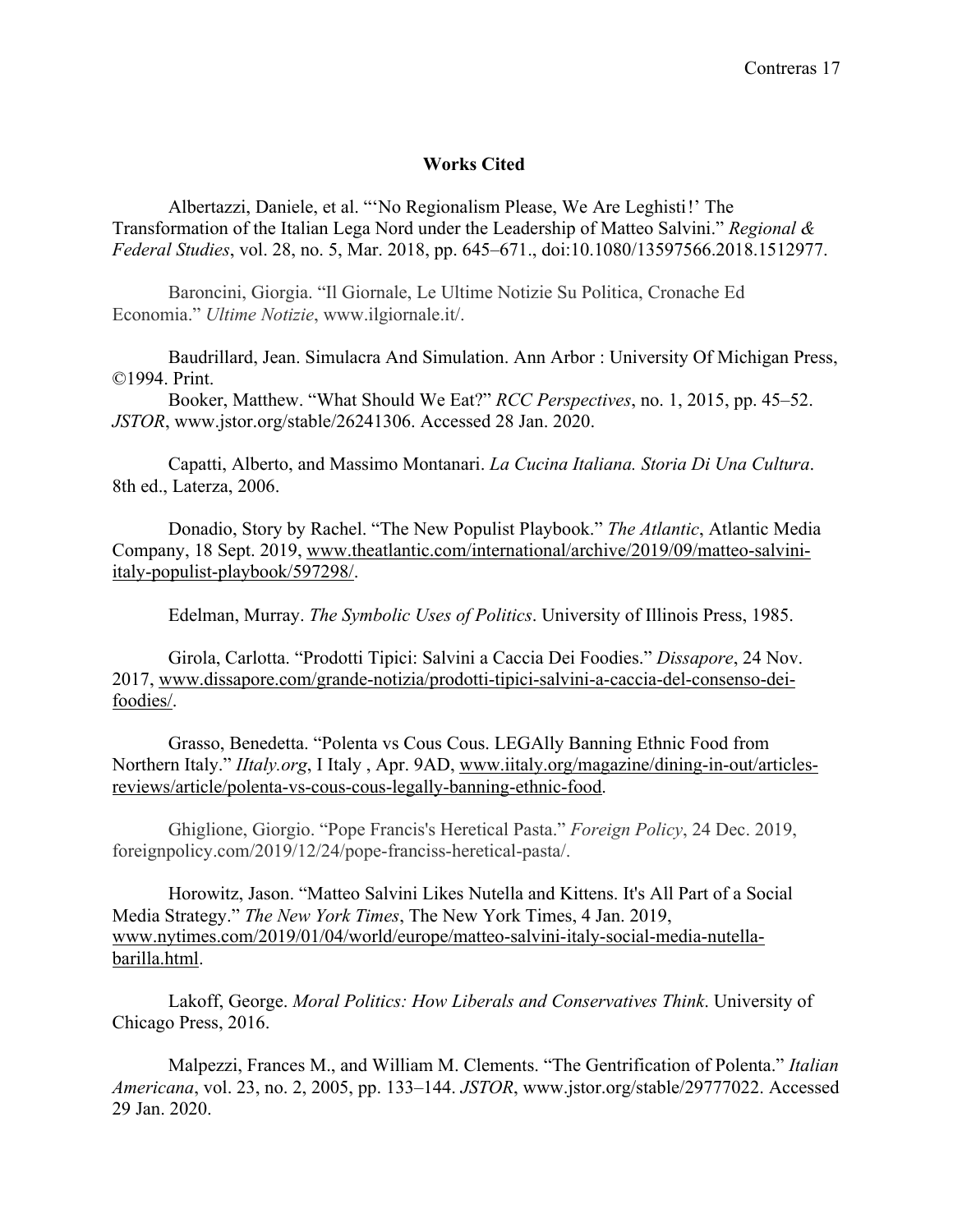## Works Cited

Albertazzi, Daniele, et al. "'No Regionalism Please, We Are Leghisti!' The Transformation of the Italian Lega Nord under the Leadership of Matteo Salvini." *Regional & Federal Studies*, vol. 28, no. 5, Mar. 2018, pp. 645–671., doi:10.1080/13597566.2018.1512977.

Baroncini, Giorgia. "Il Giornale, Le Ultime Notizie Su Politica, Cronache Ed Economia." *Ultime Notizie*, www.ilgiornale.it/.

Baudrillard, Jean. Simulacra And Simulation. Ann Arbor : University Of Michigan Press, ©1994. Print.

Booker, Matthew. "What Should We Eat?" *RCC Perspectives*, no. 1, 2015, pp. 45–52. *JSTOR*, www.jstor.org/stable/26241306. Accessed 28 Jan. 2020.

Capatti, Alberto, and Massimo Montanari. *La Cucina Italiana. Storia Di Una Cultura*. 8th ed., Laterza, 2006.

Donadio, Story by Rachel. "The New Populist Playbook." *The Atlantic*, Atlantic Media Company, 18 Sept. 2019, www.theatlantic.com/international/archive/2019/09/matteo-salvini-italy-populist-playbook/597298/.

Edelman, Murray. *The Symbolic Uses of Politics*. University of Illinois Press, 1985.

Girola, Carlotta. "Prodotti Tipici: Salvini a Caccia Dei Foodies." *Dissapore*, 24 Nov. 2017, www.dissapore.com/grande-notizia/prodotti-tipici-salvini-a-caccia-del-consenso-dei-foodies/.

Grasso, Benedetta. "Polenta vs Cous Cous. LEGAlly Banning Ethnic Food from Northern Italy." *IItaly.org*, I Italy , Apr. 9AD, www.iitaly.org/magazine/dining-in-out/articles-reviews/article/polenta-vs-cous-cous-legally-banning-ethnic-food.

Ghiglione, Giorgio. "Pope Francis's Heretical Pasta." *Foreign Policy*, 24 Dec. 2019, foreignpolicy.com/2019/12/24/pope-franciss-heretical-pasta/.

Horowitz, Jason. "Matteo Salvini Likes Nutella and Kittens. It's All Part of a Social Media Strategy." *The New York Times*, The New York Times, 4 Jan. 2019, www.nytimes.com/2019/01/04/world/europe/matteo-salvini-italy-social-media-nutella-barilla.html.

Lakoff, George. *Moral Politics: How Liberals and Conservatives Think*. University of Chicago Press, 2016.

Malpezzi, Frances M., and William M. Clements. "The Gentrification of Polenta." *Italian Americana*, vol. 23, no. 2, 2005, pp. 133–144. *JSTOR*, www.jstor.org/stable/29777022. Accessed 29 Jan. 2020.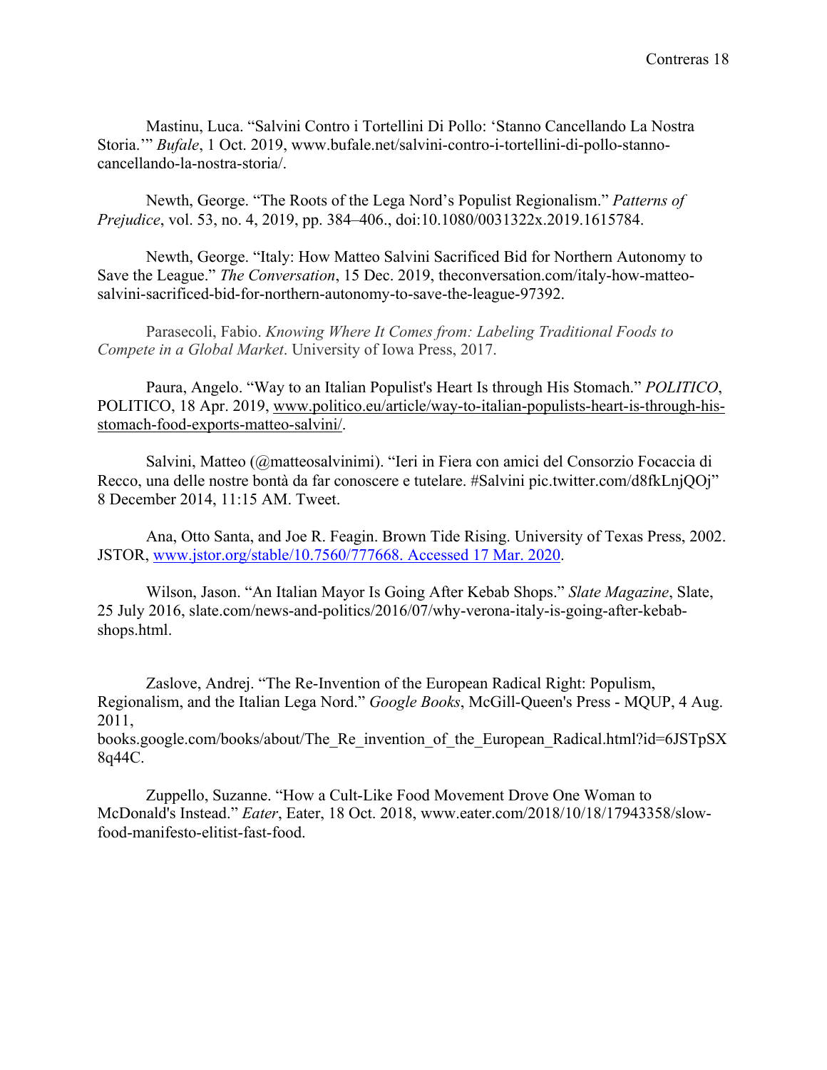Mastinu, Luca. "Salvini Contro i Tortellini Di Pollo: 'Stanno Cancellando La Nostra Storia.'" *Bufale*, 1 Oct. 2019, www.bufale.net/salvini-contro-i-tortellini-di-pollo-stanno-cancellando-la-nostra-storia/.

Newth, George. "The Roots of the Lega Nord's Populist Regionalism." *Patterns of Prejudice*, vol. 53, no. 4, 2019, pp. 384–406., doi:10.1080/0031322x.2019.1615784.

Newth, George. "Italy: How Matteo Salvini Sacrificed Bid for Northern Autonomy to Save the League." *The Conversation*, 15 Dec. 2019, theconversation.com/italy-how-matteo-salvini-sacrificed-bid-for-northern-autonomy-to-save-the-league-97392.

Parasecoli, Fabio. *Knowing Where It Comes from: Labeling Traditional Foods to Compete in a Global Market*. University of Iowa Press, 2017.

Paura, Angelo. "Way to an Italian Populist's Heart Is through His Stomach." *POLITICO*, POLITICO, 18 Apr. 2019, www.politico.eu/article/way-to-italian-populists-heart-is-through-his-stomach-food-exports-matteo-salvini/.

Salvini, Matteo (@matteosalvinimi). "Ieri in Fiera con amici del Consorzio Focaccia di Recco, una delle nostre bontà da far conoscere e tutelare. #Salvini pic.twitter.com/d8fkLnjQOj" 8 December 2014, 11:15 AM. Tweet.

Ana, Otto Santa, and Joe R. Feagin. Brown Tide Rising. University of Texas Press, 2002. JSTOR, www.jstor.org/stable/10.7560/777668. Accessed 17 Mar. 2020.

Wilson, Jason. "An Italian Mayor Is Going After Kebab Shops." *Slate Magazine*, Slate, 25 July 2016, slate.com/news-and-politics/2016/07/why-verona-italy-is-going-after-kebab-shops.html.

Zaslove, Andrej. "The Re-Invention of the European Radical Right: Populism, Regionalism, and the Italian Lega Nord." *Google Books*, McGill-Queen's Press - MQUP, 4 Aug. 2011, books.google.com/books/about/The_Re_invention_of_the_European_Radical.html?id=6JSTpSX8q44C.

Zuppello, Suzanne. "How a Cult-Like Food Movement Drove One Woman to McDonald's Instead." *Eater*, Eater, 18 Oct. 2018, www.eater.com/2018/10/18/17943358/slow-food-manifesto-elitist-fast-food.